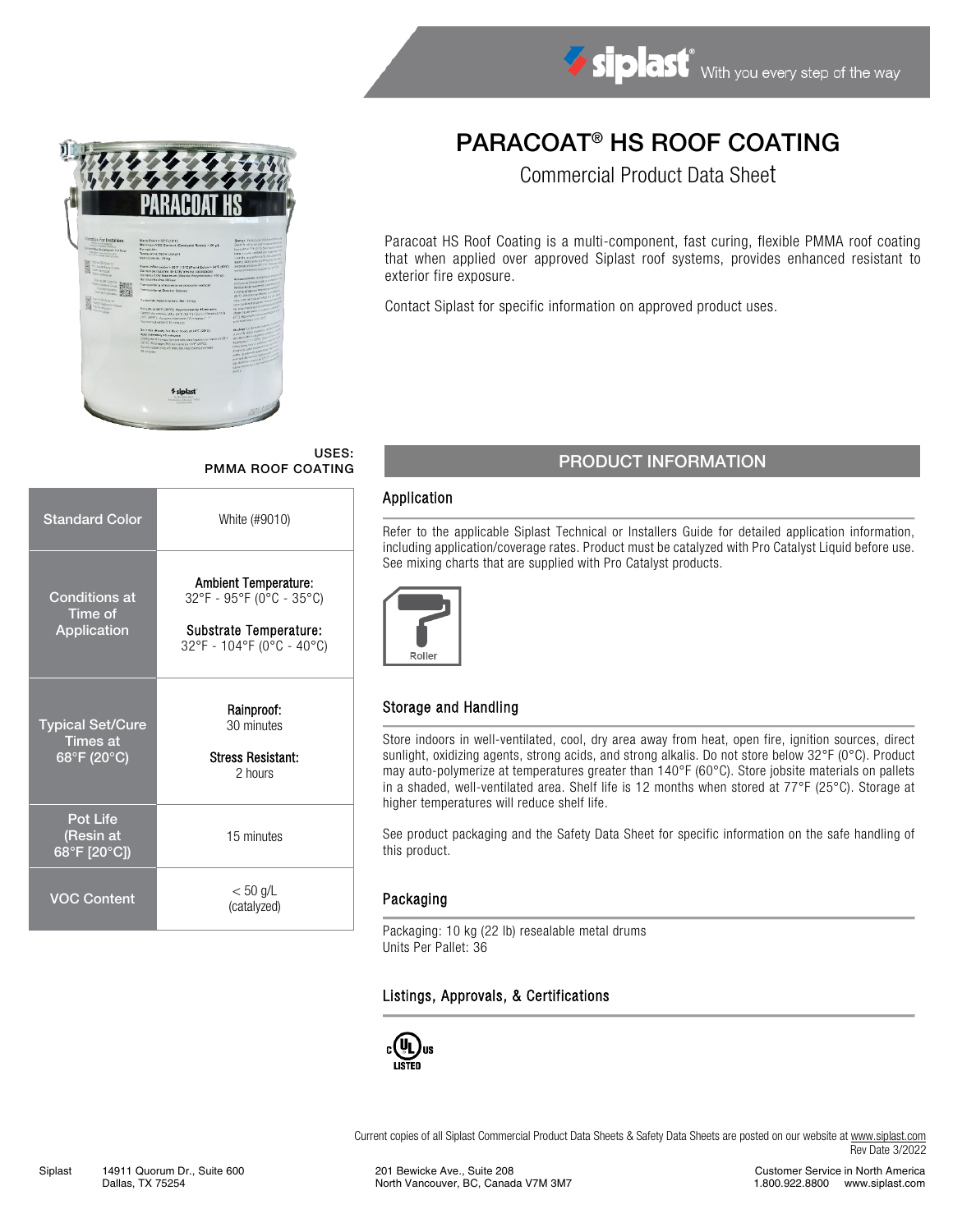# PARACOAT® HS ROOF COATING

## Commercial Product Data Sheet

Paracoat HS Roof Coating is a multi-component, fast curing, flexible PMMA roof coating that when applied over approved Siplast roof systems, provides enhanced resistant to exterior fire exposure.

Contact Siplast for specific information on approved product uses.

**USES:**
**PMMA ROOF COATING**

| | |
|---|---|
| Standard Color | White (#9010) |
| Conditions at Time of Application | **Ambient Temperature:** 32°F - 95°F (0°C - 35°C)<br>**Substrate Temperature:** 32°F - 104°F (0°C - 40°C) |
| Typical Set/Cure Times at 68°F (20°C) | **Rainproof:** 30 minutes<br>**Stress Resistant:** 2 hours |
| Pot Life (Resin at 68°F [20°C]) | 15 minutes |
| VOC Content | < 50 g/L (catalyzed) |

## PRODUCT INFORMATION

### Application

Refer to the applicable Siplast Technical or Installers Guide for detailed application information, including application/coverage rates. Product must be catalyzed with Pro Catalyst Liquid before use. See mixing charts that are supplied with Pro Catalyst products.

Roller

### Storage and Handling

Store indoors in well-ventilated, cool, dry area away from heat, open fire, ignition sources, direct sunlight, oxidizing agents, strong acids, and strong alkalis. Do not store below 32°F (0°C). Product may auto-polymerize at temperatures greater than 140°F (60°C). Store jobsite materials on pallets in a shaded, well-ventilated area. Shelf life is 12 months when stored at 77°F (25°C). Storage at higher temperatures will reduce shelf life.

See product packaging and the Safety Data Sheet for specific information on the safe handling of this product.

### Packaging

Packaging: 10 kg (22 lb) resealable metal drums
Units Per Pallet: 36

### Listings, Approvals, & Certifications

c UL us LISTED

Current copies of all Siplast Commercial Product Data Sheets & Safety Data Sheets are posted on our website at www.siplast.com
Rev Date 3/2022

Siplast 14911 Quorum Dr., Suite 600 Dallas, TX 75254 | 201 Bewicke Ave., Suite 208 North Vancouver, BC, Canada V7M 3M7 | Customer Service in North America 1.800.922.8800 www.siplast.com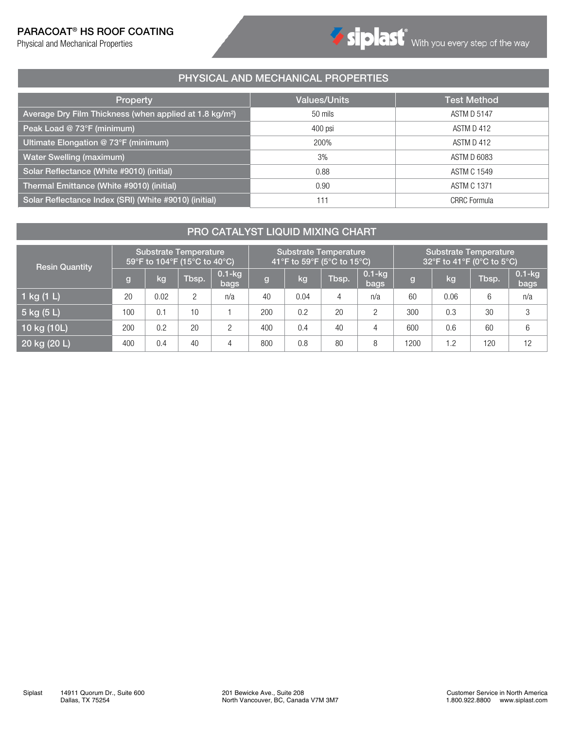# PARACOAT® HS ROOF COATING

Physical and Mechanical Properties

## PHYSICAL AND MECHANICAL PROPERTIES

| Property | Values/Units | Test Method |
|---|---|---|
| Average Dry Film Thickness (when applied at 1.8 kg/m²) | 50 mils | ASTM D 5147 |
| Peak Load @ 73°F (minimum) | 400 psi | ASTM D 412 |
| Ultimate Elongation @ 73°F (minimum) | 200% | ASTM D 412 |
| Water Swelling (maximum) | 3% | ASTM D 6083 |
| Solar Reflectance (White #9010) (initial) | 0.88 | ASTM C 1549 |
| Thermal Emittance (White #9010) (initial) | 0.90 | ASTM C 1371 |
| Solar Reflectance Index (SRI) (White #9010) (initial) | 111 | CRRC Formula |

## PRO CATALYST LIQUID MIXING CHART

| Resin Quantity | Substrate Temperature 59°F to 104°F (15°C to 40°C) | | | | Substrate Temperature 41°F to 59°F (5°C to 15°C) | | | | Substrate Temperature 32°F to 41°F (0°C to 5°C) | | | |
|---|---|---|---|---|---|---|---|---|---|---|---|---|
| | g | kg | Tbsp. | 0.1-kg bags | g | kg | Tbsp. | 0.1-kg bags | g | kg | Tbsp. | 0.1-kg bags |
| 1 kg (1 L) | 20 | 0.02 | 2 | n/a | 40 | 0.04 | 4 | n/a | 60 | 0.06 | 6 | n/a |
| 5 kg (5 L) | 100 | 0.1 | 10 | 1 | 200 | 0.2 | 20 | 2 | 300 | 0.3 | 30 | 3 |
| 10 kg (10L) | 200 | 0.2 | 20 | 2 | 400 | 0.4 | 40 | 4 | 600 | 0.6 | 60 | 6 |
| 20 kg (20 L) | 400 | 0.4 | 40 | 4 | 800 | 0.8 | 80 | 8 | 1200 | 1.2 | 120 | 12 |